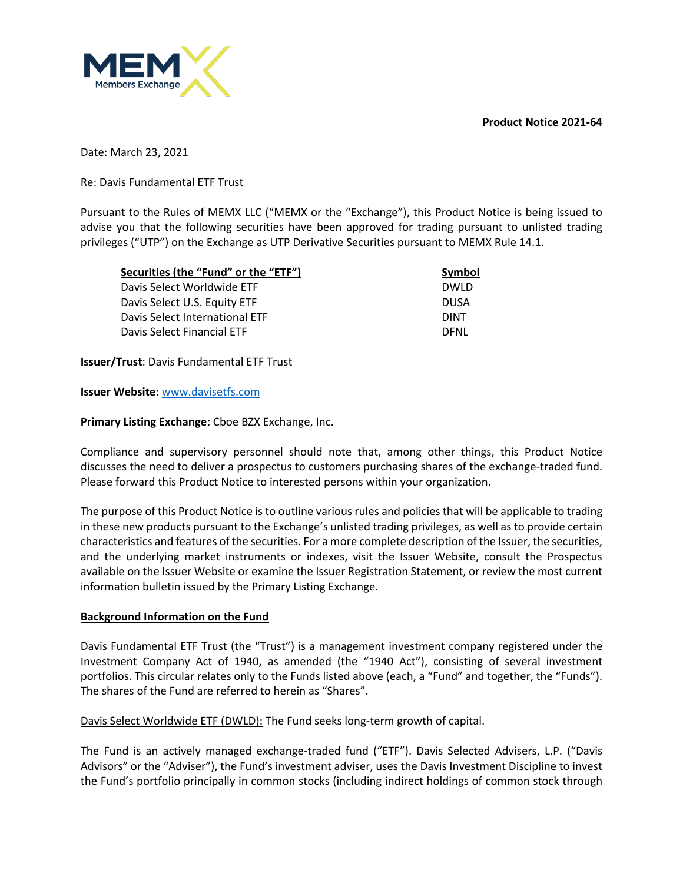**Product Notice 2021-64**

Date: March 23, 2021

Re: Davis Fundamental ETF Trust

Pursuant to the Rules of MEMX LLC ("MEMX or the "Exchange"), this Product Notice is being issued to advise you that the following securities have been approved for trading pursuant to unlisted trading privileges ("UTP") on the Exchange as UTP Derivative Securities pursuant to MEMX Rule 14.1.

| Securities (the "Fund" or the "ETF") | Symbol |
|---|---|
| Davis Select Worldwide ETF | DWLD |
| Davis Select U.S. Equity ETF | DUSA |
| Davis Select International ETF | DINT |
| Davis Select Financial ETF | DFNL |

**Issuer/Trust**: Davis Fundamental ETF Trust

**Issuer Website:** www.davisetfs.com

**Primary Listing Exchange:** Cboe BZX Exchange, Inc.

Compliance and supervisory personnel should note that, among other things, this Product Notice discusses the need to deliver a prospectus to customers purchasing shares of the exchange-traded fund. Please forward this Product Notice to interested persons within your organization.

The purpose of this Product Notice is to outline various rules and policies that will be applicable to trading in these new products pursuant to the Exchange's unlisted trading privileges, as well as to provide certain characteristics and features of the securities. For a more complete description of the Issuer, the securities, and the underlying market instruments or indexes, visit the Issuer Website, consult the Prospectus available on the Issuer Website or examine the Issuer Registration Statement, or review the most current information bulletin issued by the Primary Listing Exchange.

**Background Information on the Fund**

Davis Fundamental ETF Trust (the "Trust") is a management investment company registered under the Investment Company Act of 1940, as amended (the "1940 Act"), consisting of several investment portfolios. This circular relates only to the Funds listed above (each, a "Fund" and together, the "Funds"). The shares of the Fund are referred to herein as "Shares".

Davis Select Worldwide ETF (DWLD): The Fund seeks long-term growth of capital.

The Fund is an actively managed exchange-traded fund ("ETF"). Davis Selected Advisers, L.P. ("Davis Advisors" or the "Adviser"), the Fund's investment adviser, uses the Davis Investment Discipline to invest the Fund's portfolio principally in common stocks (including indirect holdings of common stock through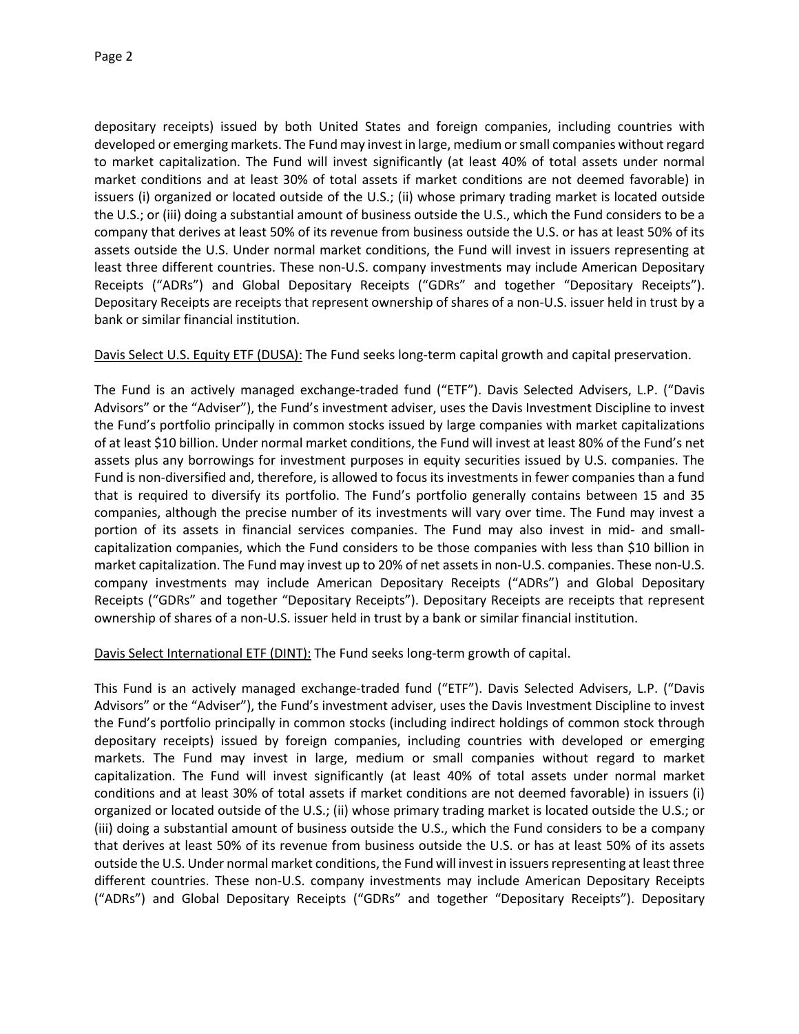depositary receipts) issued by both United States and foreign companies, including countries with developed or emerging markets. The Fund may invest in large, medium or small companies without regard to market capitalization. The Fund will invest significantly (at least 40% of total assets under normal market conditions and at least 30% of total assets if market conditions are not deemed favorable) in issuers (i) organized or located outside of the U.S.; (ii) whose primary trading market is located outside the U.S.; or (iii) doing a substantial amount of business outside the U.S., which the Fund considers to be a company that derives at least 50% of its revenue from business outside the U.S. or has at least 50% of its assets outside the U.S. Under normal market conditions, the Fund will invest in issuers representing at least three different countries. These non-U.S. company investments may include American Depositary Receipts ("ADRs") and Global Depositary Receipts ("GDRs" and together "Depositary Receipts"). Depositary Receipts are receipts that represent ownership of shares of a non-U.S. issuer held in trust by a bank or similar financial institution.

<u>Davis Select U.S. Equity ETF (DUSA):</u> The Fund seeks long-term capital growth and capital preservation.

The Fund is an actively managed exchange-traded fund ("ETF"). Davis Selected Advisers, L.P. ("Davis Advisors" or the "Adviser"), the Fund's investment adviser, uses the Davis Investment Discipline to invest the Fund's portfolio principally in common stocks issued by large companies with market capitalizations of at least $10 billion. Under normal market conditions, the Fund will invest at least 80% of the Fund's net assets plus any borrowings for investment purposes in equity securities issued by U.S. companies. The Fund is non-diversified and, therefore, is allowed to focus its investments in fewer companies than a fund that is required to diversify its portfolio. The Fund's portfolio generally contains between 15 and 35 companies, although the precise number of its investments will vary over time. The Fund may invest a portion of its assets in financial services companies. The Fund may also invest in mid- and small-capitalization companies, which the Fund considers to be those companies with less than $10 billion in market capitalization. The Fund may invest up to 20% of net assets in non-U.S. companies. These non-U.S. company investments may include American Depositary Receipts ("ADRs") and Global Depositary Receipts ("GDRs" and together "Depositary Receipts"). Depositary Receipts are receipts that represent ownership of shares of a non-U.S. issuer held in trust by a bank or similar financial institution.

<u>Davis Select International ETF (DINT):</u> The Fund seeks long-term growth of capital.

This Fund is an actively managed exchange-traded fund ("ETF"). Davis Selected Advisers, L.P. ("Davis Advisors" or the "Adviser"), the Fund's investment adviser, uses the Davis Investment Discipline to invest the Fund's portfolio principally in common stocks (including indirect holdings of common stock through depositary receipts) issued by foreign companies, including countries with developed or emerging markets. The Fund may invest in large, medium or small companies without regard to market capitalization. The Fund will invest significantly (at least 40% of total assets under normal market conditions and at least 30% of total assets if market conditions are not deemed favorable) in issuers (i) organized or located outside of the U.S.; (ii) whose primary trading market is located outside the U.S.; or (iii) doing a substantial amount of business outside the U.S., which the Fund considers to be a company that derives at least 50% of its revenue from business outside the U.S. or has at least 50% of its assets outside the U.S. Under normal market conditions, the Fund will invest in issuers representing at least three different countries. These non-U.S. company investments may include American Depositary Receipts ("ADRs") and Global Depositary Receipts ("GDRs" and together "Depositary Receipts"). Depositary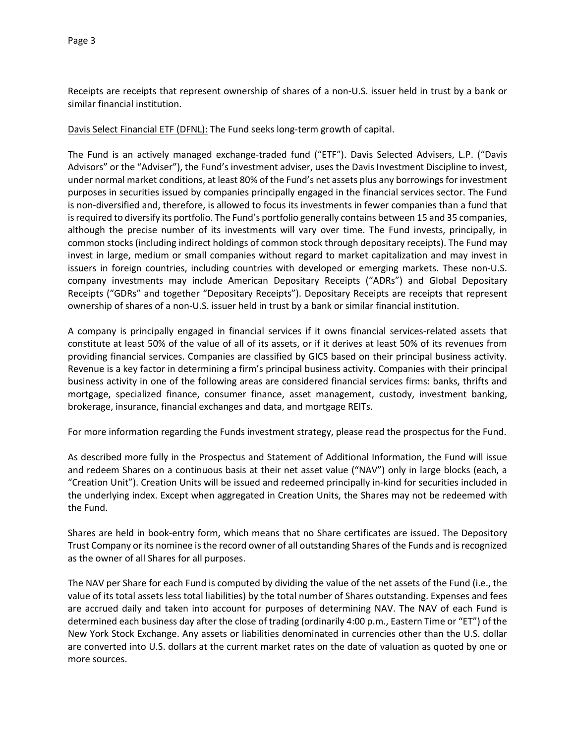Receipts are receipts that represent ownership of shares of a non-U.S. issuer held in trust by a bank or similar financial institution.

Davis Select Financial ETF (DFNL): The Fund seeks long-term growth of capital.

The Fund is an actively managed exchange-traded fund ("ETF"). Davis Selected Advisers, L.P. ("Davis Advisors" or the "Adviser"), the Fund's investment adviser, uses the Davis Investment Discipline to invest, under normal market conditions, at least 80% of the Fund's net assets plus any borrowings for investment purposes in securities issued by companies principally engaged in the financial services sector. The Fund is non-diversified and, therefore, is allowed to focus its investments in fewer companies than a fund that is required to diversify its portfolio. The Fund's portfolio generally contains between 15 and 35 companies, although the precise number of its investments will vary over time. The Fund invests, principally, in common stocks (including indirect holdings of common stock through depositary receipts). The Fund may invest in large, medium or small companies without regard to market capitalization and may invest in issuers in foreign countries, including countries with developed or emerging markets. These non-U.S. company investments may include American Depositary Receipts ("ADRs") and Global Depositary Receipts ("GDRs" and together "Depositary Receipts"). Depositary Receipts are receipts that represent ownership of shares of a non-U.S. issuer held in trust by a bank or similar financial institution.

A company is principally engaged in financial services if it owns financial services-related assets that constitute at least 50% of the value of all of its assets, or if it derives at least 50% of its revenues from providing financial services. Companies are classified by GICS based on their principal business activity. Revenue is a key factor in determining a firm's principal business activity. Companies with their principal business activity in one of the following areas are considered financial services firms: banks, thrifts and mortgage, specialized finance, consumer finance, asset management, custody, investment banking, brokerage, insurance, financial exchanges and data, and mortgage REITs.

For more information regarding the Funds investment strategy, please read the prospectus for the Fund.

As described more fully in the Prospectus and Statement of Additional Information, the Fund will issue and redeem Shares on a continuous basis at their net asset value ("NAV") only in large blocks (each, a "Creation Unit"). Creation Units will be issued and redeemed principally in-kind for securities included in the underlying index. Except when aggregated in Creation Units, the Shares may not be redeemed with the Fund.

Shares are held in book-entry form, which means that no Share certificates are issued. The Depository Trust Company or its nominee is the record owner of all outstanding Shares of the Funds and is recognized as the owner of all Shares for all purposes.

The NAV per Share for each Fund is computed by dividing the value of the net assets of the Fund (i.e., the value of its total assets less total liabilities) by the total number of Shares outstanding. Expenses and fees are accrued daily and taken into account for purposes of determining NAV. The NAV of each Fund is determined each business day after the close of trading (ordinarily 4:00 p.m., Eastern Time or "ET") of the New York Stock Exchange. Any assets or liabilities denominated in currencies other than the U.S. dollar are converted into U.S. dollars at the current market rates on the date of valuation as quoted by one or more sources.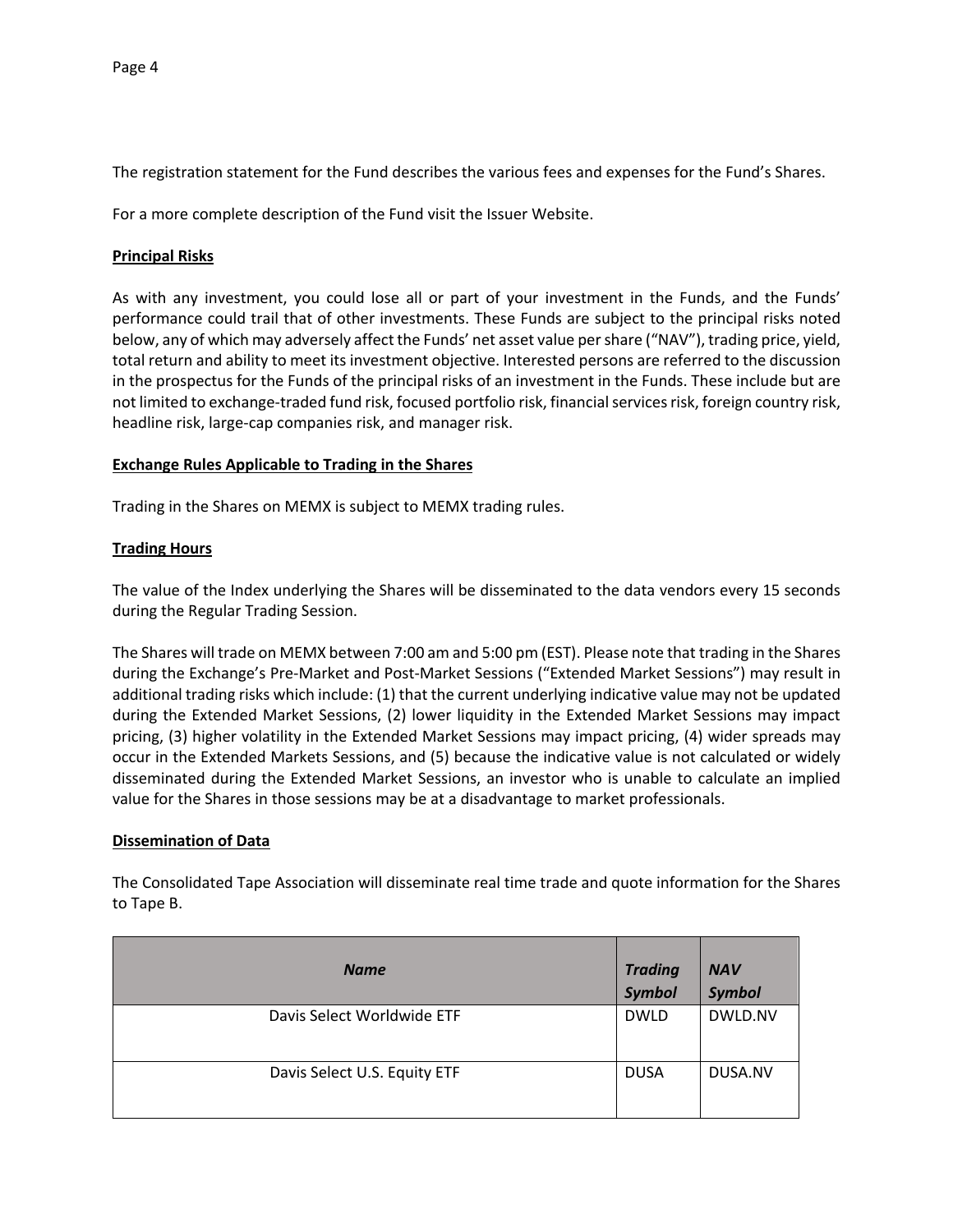The registration statement for the Fund describes the various fees and expenses for the Fund's Shares.

For a more complete description of the Fund visit the Issuer Website.

**Principal Risks**

As with any investment, you could lose all or part of your investment in the Funds, and the Funds' performance could trail that of other investments. These Funds are subject to the principal risks noted below, any of which may adversely affect the Funds' net asset value per share ("NAV"), trading price, yield, total return and ability to meet its investment objective. Interested persons are referred to the discussion in the prospectus for the Funds of the principal risks of an investment in the Funds. These include but are not limited to exchange-traded fund risk, focused portfolio risk, financial services risk, foreign country risk, headline risk, large-cap companies risk, and manager risk.

**Exchange Rules Applicable to Trading in the Shares**

Trading in the Shares on MEMX is subject to MEMX trading rules.

**Trading Hours**

The value of the Index underlying the Shares will be disseminated to the data vendors every 15 seconds during the Regular Trading Session.

The Shares will trade on MEMX between 7:00 am and 5:00 pm (EST). Please note that trading in the Shares during the Exchange's Pre-Market and Post-Market Sessions ("Extended Market Sessions") may result in additional trading risks which include: (1) that the current underlying indicative value may not be updated during the Extended Market Sessions, (2) lower liquidity in the Extended Market Sessions may impact pricing, (3) higher volatility in the Extended Market Sessions may impact pricing, (4) wider spreads may occur in the Extended Markets Sessions, and (5) because the indicative value is not calculated or widely disseminated during the Extended Market Sessions, an investor who is unable to calculate an implied value for the Shares in those sessions may be at a disadvantage to market professionals.

**Dissemination of Data**

The Consolidated Tape Association will disseminate real time trade and quote information for the Shares to Tape B.

| ***Name*** | ***Trading Symbol*** | ***NAV Symbol*** |
|---|---|---|
| Davis Select Worldwide ETF | DWLD | DWLD.NV |
| Davis Select U.S. Equity ETF | DUSA | DUSA.NV |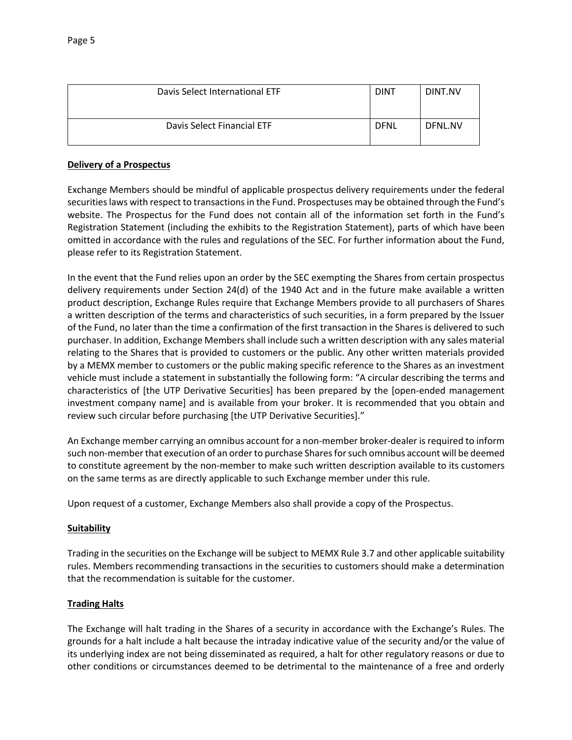| Davis Select International ETF | DINT | DINT.NV |
|---|---|---|
| Davis Select Financial ETF | DFNL | DFNL.NV |

**Delivery of a Prospectus**

Exchange Members should be mindful of applicable prospectus delivery requirements under the federal securities laws with respect to transactions in the Fund. Prospectuses may be obtained through the Fund's website. The Prospectus for the Fund does not contain all of the information set forth in the Fund's Registration Statement (including the exhibits to the Registration Statement), parts of which have been omitted in accordance with the rules and regulations of the SEC. For further information about the Fund, please refer to its Registration Statement.

In the event that the Fund relies upon an order by the SEC exempting the Shares from certain prospectus delivery requirements under Section 24(d) of the 1940 Act and in the future make available a written product description, Exchange Rules require that Exchange Members provide to all purchasers of Shares a written description of the terms and characteristics of such securities, in a form prepared by the Issuer of the Fund, no later than the time a confirmation of the first transaction in the Shares is delivered to such purchaser. In addition, Exchange Members shall include such a written description with any sales material relating to the Shares that is provided to customers or the public. Any other written materials provided by a MEMX member to customers or the public making specific reference to the Shares as an investment vehicle must include a statement in substantially the following form: "A circular describing the terms and characteristics of [the UTP Derivative Securities] has been prepared by the [open-ended management investment company name] and is available from your broker. It is recommended that you obtain and review such circular before purchasing [the UTP Derivative Securities]."

An Exchange member carrying an omnibus account for a non-member broker-dealer is required to inform such non-member that execution of an order to purchase Shares for such omnibus account will be deemed to constitute agreement by the non-member to make such written description available to its customers on the same terms as are directly applicable to such Exchange member under this rule.

Upon request of a customer, Exchange Members also shall provide a copy of the Prospectus.

**Suitability**

Trading in the securities on the Exchange will be subject to MEMX Rule 3.7 and other applicable suitability rules. Members recommending transactions in the securities to customers should make a determination that the recommendation is suitable for the customer.

**Trading Halts**

The Exchange will halt trading in the Shares of a security in accordance with the Exchange's Rules. The grounds for a halt include a halt because the intraday indicative value of the security and/or the value of its underlying index are not being disseminated as required, a halt for other regulatory reasons or due to other conditions or circumstances deemed to be detrimental to the maintenance of a free and orderly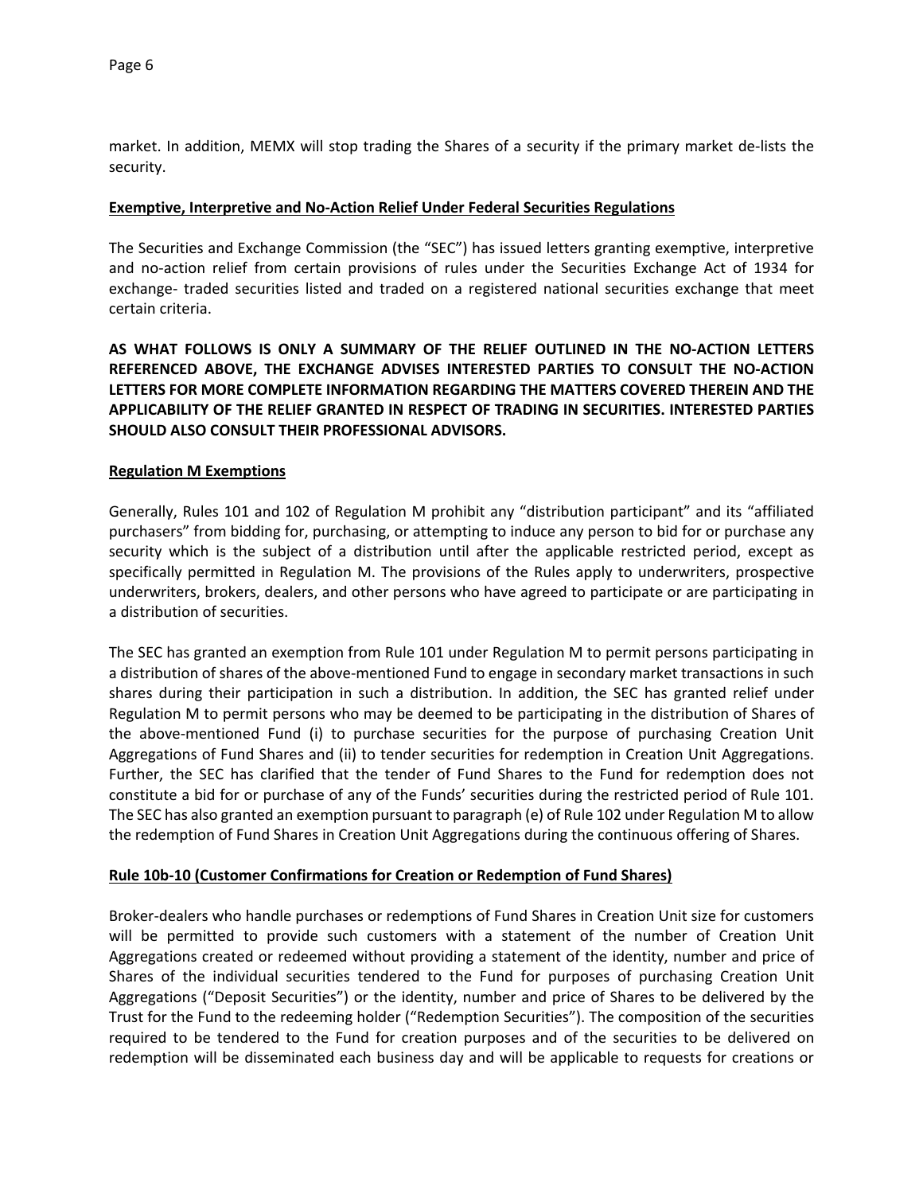market. In addition, MEMX will stop trading the Shares of a security if the primary market de-lists the security.

**Exemptive, Interpretive and No-Action Relief Under Federal Securities Regulations**

The Securities and Exchange Commission (the "SEC") has issued letters granting exemptive, interpretive and no-action relief from certain provisions of rules under the Securities Exchange Act of 1934 for exchange- traded securities listed and traded on a registered national securities exchange that meet certain criteria.

**AS WHAT FOLLOWS IS ONLY A SUMMARY OF THE RELIEF OUTLINED IN THE NO-ACTION LETTERS REFERENCED ABOVE, THE EXCHANGE ADVISES INTERESTED PARTIES TO CONSULT THE NO-ACTION LETTERS FOR MORE COMPLETE INFORMATION REGARDING THE MATTERS COVERED THEREIN AND THE APPLICABILITY OF THE RELIEF GRANTED IN RESPECT OF TRADING IN SECURITIES. INTERESTED PARTIES SHOULD ALSO CONSULT THEIR PROFESSIONAL ADVISORS.**

**Regulation M Exemptions**

Generally, Rules 101 and 102 of Regulation M prohibit any "distribution participant" and its "affiliated purchasers" from bidding for, purchasing, or attempting to induce any person to bid for or purchase any security which is the subject of a distribution until after the applicable restricted period, except as specifically permitted in Regulation M. The provisions of the Rules apply to underwriters, prospective underwriters, brokers, dealers, and other persons who have agreed to participate or are participating in a distribution of securities.

The SEC has granted an exemption from Rule 101 under Regulation M to permit persons participating in a distribution of shares of the above-mentioned Fund to engage in secondary market transactions in such shares during their participation in such a distribution. In addition, the SEC has granted relief under Regulation M to permit persons who may be deemed to be participating in the distribution of Shares of the above-mentioned Fund (i) to purchase securities for the purpose of purchasing Creation Unit Aggregations of Fund Shares and (ii) to tender securities for redemption in Creation Unit Aggregations. Further, the SEC has clarified that the tender of Fund Shares to the Fund for redemption does not constitute a bid for or purchase of any of the Funds' securities during the restricted period of Rule 101. The SEC has also granted an exemption pursuant to paragraph (e) of Rule 102 under Regulation M to allow the redemption of Fund Shares in Creation Unit Aggregations during the continuous offering of Shares.

**Rule 10b-10 (Customer Confirmations for Creation or Redemption of Fund Shares)**

Broker-dealers who handle purchases or redemptions of Fund Shares in Creation Unit size for customers will be permitted to provide such customers with a statement of the number of Creation Unit Aggregations created or redeemed without providing a statement of the identity, number and price of Shares of the individual securities tendered to the Fund for purposes of purchasing Creation Unit Aggregations ("Deposit Securities") or the identity, number and price of Shares to be delivered by the Trust for the Fund to the redeeming holder ("Redemption Securities"). The composition of the securities required to be tendered to the Fund for creation purposes and of the securities to be delivered on redemption will be disseminated each business day and will be applicable to requests for creations or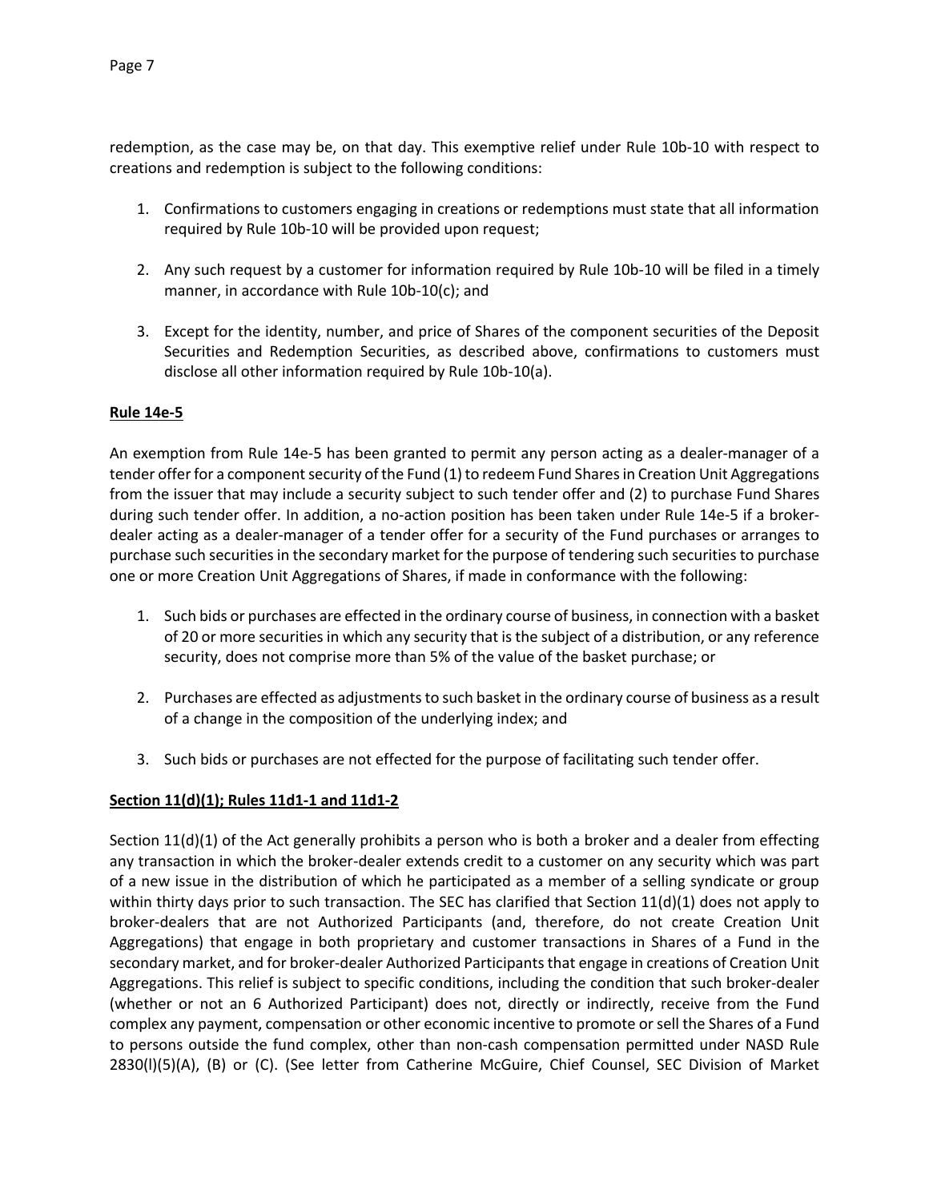redemption, as the case may be, on that day. This exemptive relief under Rule 10b-10 with respect to creations and redemption is subject to the following conditions:

1. Confirmations to customers engaging in creations or redemptions must state that all information required by Rule 10b-10 will be provided upon request;

2. Any such request by a customer for information required by Rule 10b-10 will be filed in a timely manner, in accordance with Rule 10b-10(c); and

3. Except for the identity, number, and price of Shares of the component securities of the Deposit Securities and Redemption Securities, as described above, confirmations to customers must disclose all other information required by Rule 10b-10(a).

**Rule 14e-5**

An exemption from Rule 14e-5 has been granted to permit any person acting as a dealer-manager of a tender offer for a component security of the Fund (1) to redeem Fund Shares in Creation Unit Aggregations from the issuer that may include a security subject to such tender offer and (2) to purchase Fund Shares during such tender offer. In addition, a no-action position has been taken under Rule 14e-5 if a broker-dealer acting as a dealer-manager of a tender offer for a security of the Fund purchases or arranges to purchase such securities in the secondary market for the purpose of tendering such securities to purchase one or more Creation Unit Aggregations of Shares, if made in conformance with the following:

1. Such bids or purchases are effected in the ordinary course of business, in connection with a basket of 20 or more securities in which any security that is the subject of a distribution, or any reference security, does not comprise more than 5% of the value of the basket purchase; or

2. Purchases are effected as adjustments to such basket in the ordinary course of business as a result of a change in the composition of the underlying index; and

3. Such bids or purchases are not effected for the purpose of facilitating such tender offer.

**Section 11(d)(1); Rules 11d1-1 and 11d1-2**

Section 11(d)(1) of the Act generally prohibits a person who is both a broker and a dealer from effecting any transaction in which the broker-dealer extends credit to a customer on any security which was part of a new issue in the distribution of which he participated as a member of a selling syndicate or group within thirty days prior to such transaction. The SEC has clarified that Section 11(d)(1) does not apply to broker-dealers that are not Authorized Participants (and, therefore, do not create Creation Unit Aggregations) that engage in both proprietary and customer transactions in Shares of a Fund in the secondary market, and for broker-dealer Authorized Participants that engage in creations of Creation Unit Aggregations. This relief is subject to specific conditions, including the condition that such broker-dealer (whether or not an 6 Authorized Participant) does not, directly or indirectly, receive from the Fund complex any payment, compensation or other economic incentive to promote or sell the Shares of a Fund to persons outside the fund complex, other than non-cash compensation permitted under NASD Rule 2830(l)(5)(A), (B) or (C). (See letter from Catherine McGuire, Chief Counsel, SEC Division of Market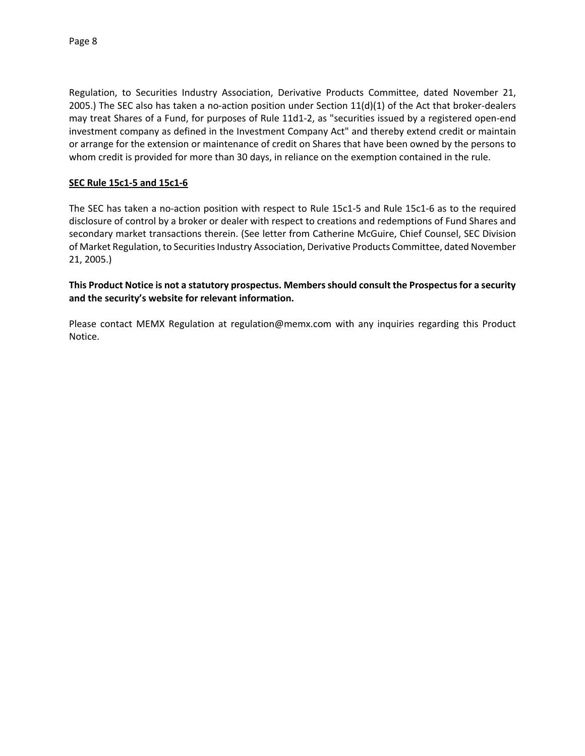Regulation, to Securities Industry Association, Derivative Products Committee, dated November 21, 2005.) The SEC also has taken a no-action position under Section 11(d)(1) of the Act that broker-dealers may treat Shares of a Fund, for purposes of Rule 11d1-2, as "securities issued by a registered open-end investment company as defined in the Investment Company Act" and thereby extend credit or maintain or arrange for the extension or maintenance of credit on Shares that have been owned by the persons to whom credit is provided for more than 30 days, in reliance on the exemption contained in the rule.

**SEC Rule 15c1-5 and 15c1-6**

The SEC has taken a no-action position with respect to Rule 15c1-5 and Rule 15c1-6 as to the required disclosure of control by a broker or dealer with respect to creations and redemptions of Fund Shares and secondary market transactions therein. (See letter from Catherine McGuire, Chief Counsel, SEC Division of Market Regulation, to Securities Industry Association, Derivative Products Committee, dated November 21, 2005.)

**This Product Notice is not a statutory prospectus. Members should consult the Prospectus for a security and the security's website for relevant information.**

Please contact MEMX Regulation at regulation@memx.com with any inquiries regarding this Product Notice.